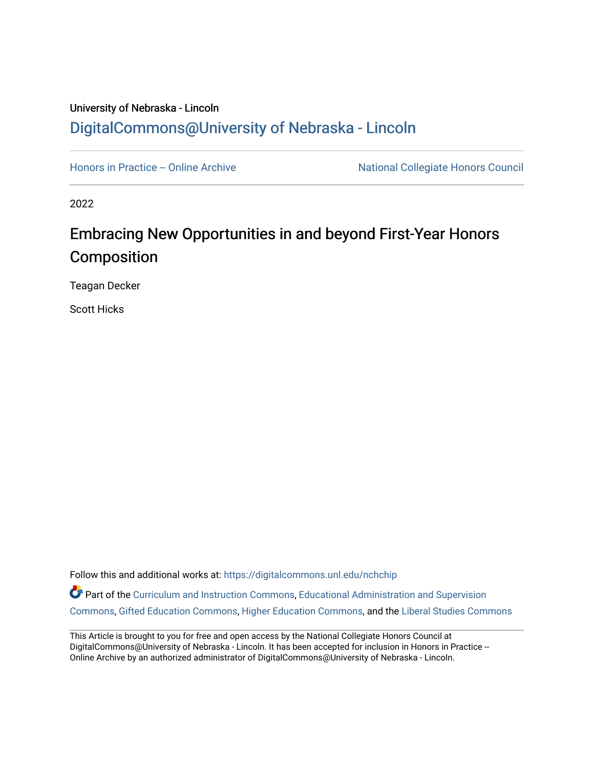University of Nebraska - Lincoln

## DigitalCommons@University of Nebraska - Lincoln

Honors in Practice -- Online Archive | National Collegiate Honors Council

2022

# Embracing New Opportunities in and beyond First-Year Honors Composition

Teagan Decker

Scott Hicks

Follow this and additional works at: https://digitalcommons.unl.edu/nchchip

Part of the Curriculum and Instruction Commons, Educational Administration and Supervision Commons, Gifted Education Commons, Higher Education Commons, and the Liberal Studies Commons

This Article is brought to you for free and open access by the National Collegiate Honors Council at DigitalCommons@University of Nebraska - Lincoln. It has been accepted for inclusion in Honors in Practice -- Online Archive by an authorized administrator of DigitalCommons@University of Nebraska - Lincoln.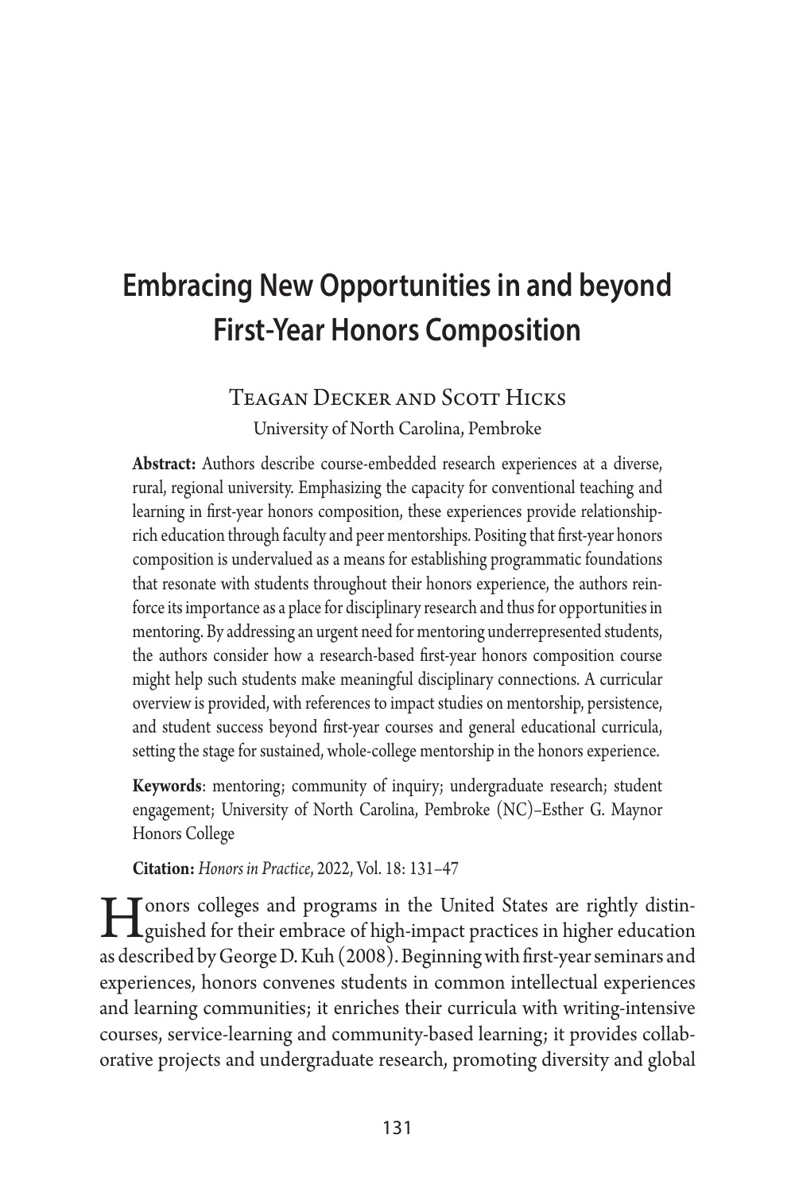# Embracing New Opportunities in and beyond First-Year Honors Composition

TEAGAN DECKER AND SCOTT HICKS

University of North Carolina, Pembroke

**Abstract:** Authors describe course-embedded research experiences at a diverse, rural, regional university. Emphasizing the capacity for conventional teaching and learning in first-year honors composition, these experiences provide relationship-rich education through faculty and peer mentorships. Positing that first-year honors composition is undervalued as a means for establishing programmatic foundations that resonate with students throughout their honors experience, the authors reinforce its importance as a place for disciplinary research and thus for opportunities in mentoring. By addressing an urgent need for mentoring underrepresented students, the authors consider how a research-based first-year honors composition course might help such students make meaningful disciplinary connections. A curricular overview is provided, with references to impact studies on mentorship, persistence, and student success beyond first-year courses and general educational curricula, setting the stage for sustained, whole-college mentorship in the honors experience.

**Keywords**: mentoring; community of inquiry; undergraduate research; student engagement; University of North Carolina, Pembroke (NC)–Esther G. Maynor Honors College

**Citation:** *Honors in Practice*, 2022, Vol. 18: 131–47

Honors colleges and programs in the United States are rightly distinguished for their embrace of high-impact practices in higher education as described by George D. Kuh (2008). Beginning with first-year seminars and experiences, honors convenes students in common intellectual experiences and learning communities; it enriches their curricula with writing-intensive courses, service-learning and community-based learning; it provides collaborative projects and undergraduate research, promoting diversity and global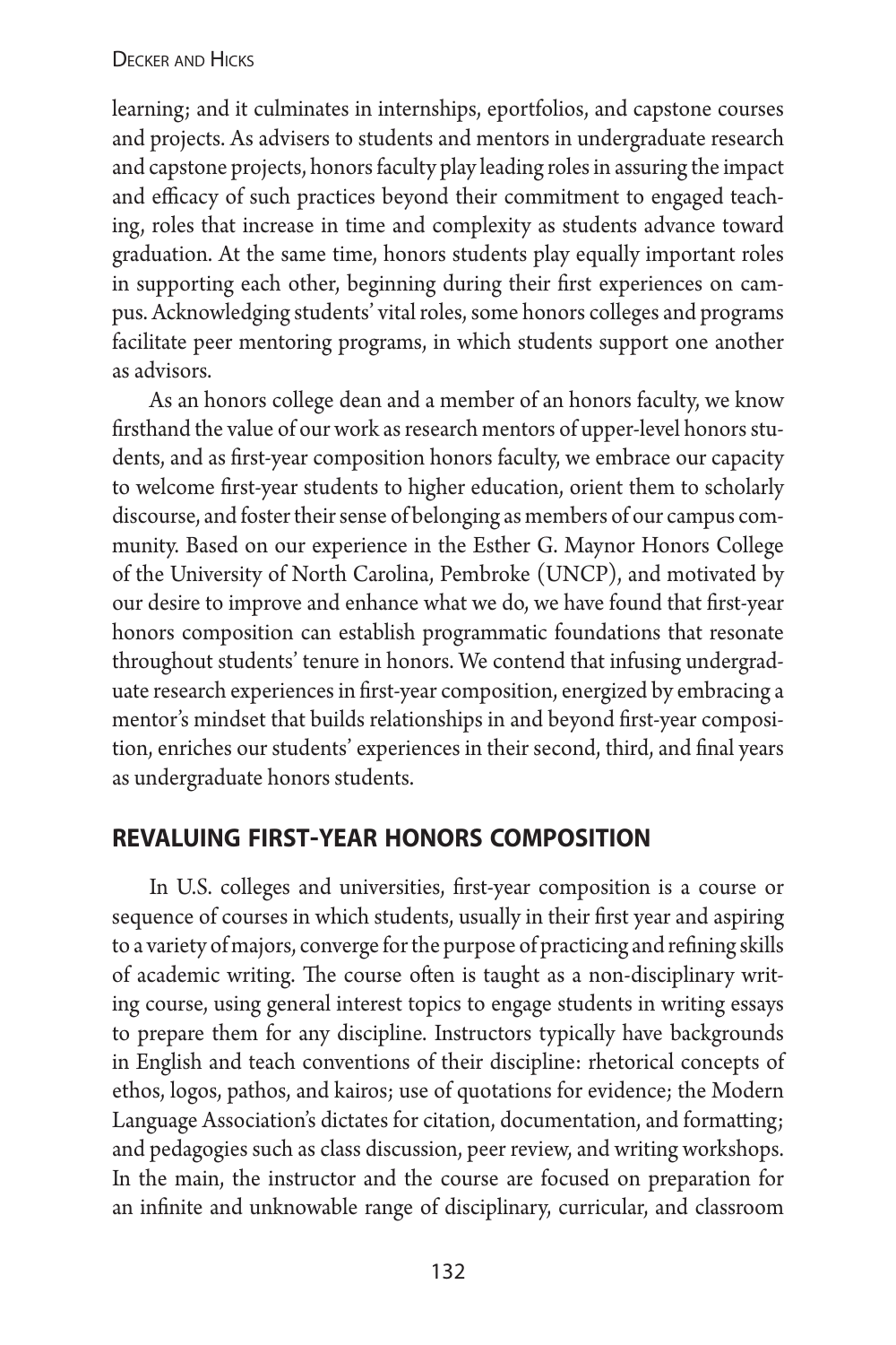learning; and it culminates in internships, eportfolios, and capstone courses and projects. As advisers to students and mentors in undergraduate research and capstone projects, honors faculty play leading roles in assuring the impact and efficacy of such practices beyond their commitment to engaged teaching, roles that increase in time and complexity as students advance toward graduation. At the same time, honors students play equally important roles in supporting each other, beginning during their first experiences on campus. Acknowledging students' vital roles, some honors colleges and programs facilitate peer mentoring programs, in which students support one another as advisors.

As an honors college dean and a member of an honors faculty, we know firsthand the value of our work as research mentors of upper-level honors students, and as first-year composition honors faculty, we embrace our capacity to welcome first-year students to higher education, orient them to scholarly discourse, and foster their sense of belonging as members of our campus community. Based on our experience in the Esther G. Maynor Honors College of the University of North Carolina, Pembroke (UNCP), and motivated by our desire to improve and enhance what we do, we have found that first-year honors composition can establish programmatic foundations that resonate throughout students' tenure in honors. We contend that infusing undergraduate research experiences in first-year composition, energized by embracing a mentor's mindset that builds relationships in and beyond first-year composition, enriches our students' experiences in their second, third, and final years as undergraduate honors students.

## REVALUING FIRST-YEAR HONORS COMPOSITION

In U.S. colleges and universities, first-year composition is a course or sequence of courses in which students, usually in their first year and aspiring to a variety of majors, converge for the purpose of practicing and refining skills of academic writing. The course often is taught as a non-disciplinary writing course, using general interest topics to engage students in writing essays to prepare them for any discipline. Instructors typically have backgrounds in English and teach conventions of their discipline: rhetorical concepts of ethos, logos, pathos, and kairos; use of quotations for evidence; the Modern Language Association's dictates for citation, documentation, and formatting; and pedagogies such as class discussion, peer review, and writing workshops. In the main, the instructor and the course are focused on preparation for an infinite and unknowable range of disciplinary, curricular, and classroom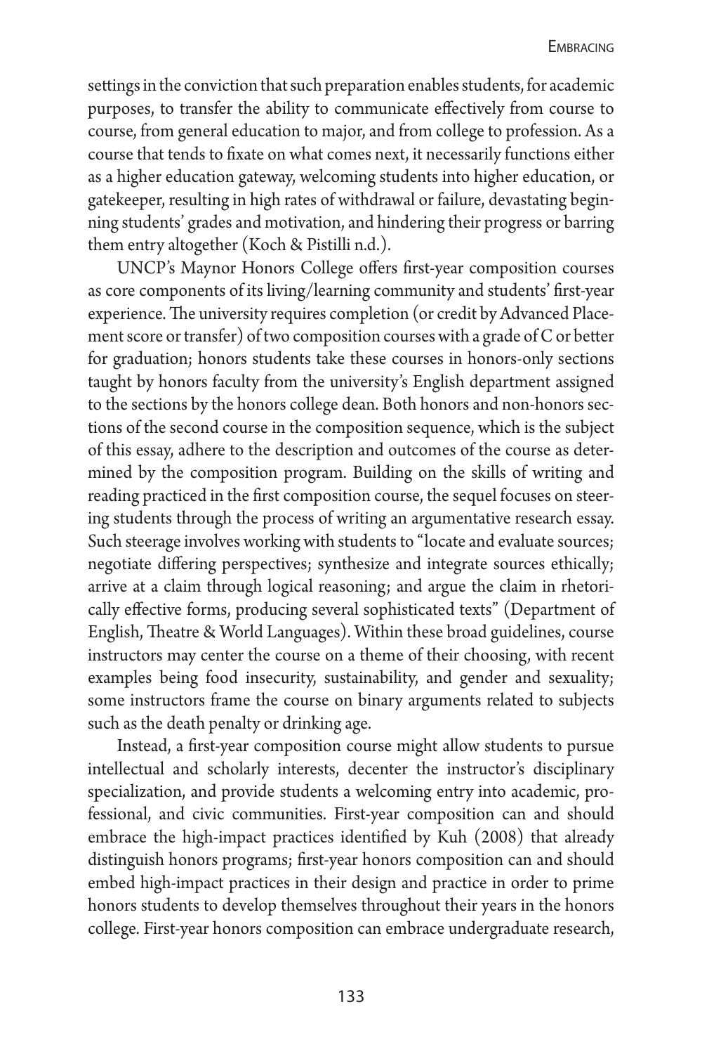settings in the conviction that such preparation enables students, for academic purposes, to transfer the ability to communicate effectively from course to course, from general education to major, and from college to profession. As a course that tends to fixate on what comes next, it necessarily functions either as a higher education gateway, welcoming students into higher education, or gatekeeper, resulting in high rates of withdrawal or failure, devastating beginning students' grades and motivation, and hindering their progress or barring them entry altogether (Koch & Pistilli n.d.).

UNCP's Maynor Honors College offers first-year composition courses as core components of its living/learning community and students' first-year experience. The university requires completion (or credit by Advanced Placement score or transfer) of two composition courses with a grade of C or better for graduation; honors students take these courses in honors-only sections taught by honors faculty from the university's English department assigned to the sections by the honors college dean. Both honors and non-honors sections of the second course in the composition sequence, which is the subject of this essay, adhere to the description and outcomes of the course as determined by the composition program. Building on the skills of writing and reading practiced in the first composition course, the sequel focuses on steering students through the process of writing an argumentative research essay. Such steerage involves working with students to "locate and evaluate sources; negotiate differing perspectives; synthesize and integrate sources ethically; arrive at a claim through logical reasoning; and argue the claim in rhetorically effective forms, producing several sophisticated texts" (Department of English, Theatre & World Languages). Within these broad guidelines, course instructors may center the course on a theme of their choosing, with recent examples being food insecurity, sustainability, and gender and sexuality; some instructors frame the course on binary arguments related to subjects such as the death penalty or drinking age.

Instead, a first-year composition course might allow students to pursue intellectual and scholarly interests, decenter the instructor's disciplinary specialization, and provide students a welcoming entry into academic, professional, and civic communities. First-year composition can and should embrace the high-impact practices identified by Kuh (2008) that already distinguish honors programs; first-year honors composition can and should embed high-impact practices in their design and practice in order to prime honors students to develop themselves throughout their years in the honors college. First-year honors composition can embrace undergraduate research,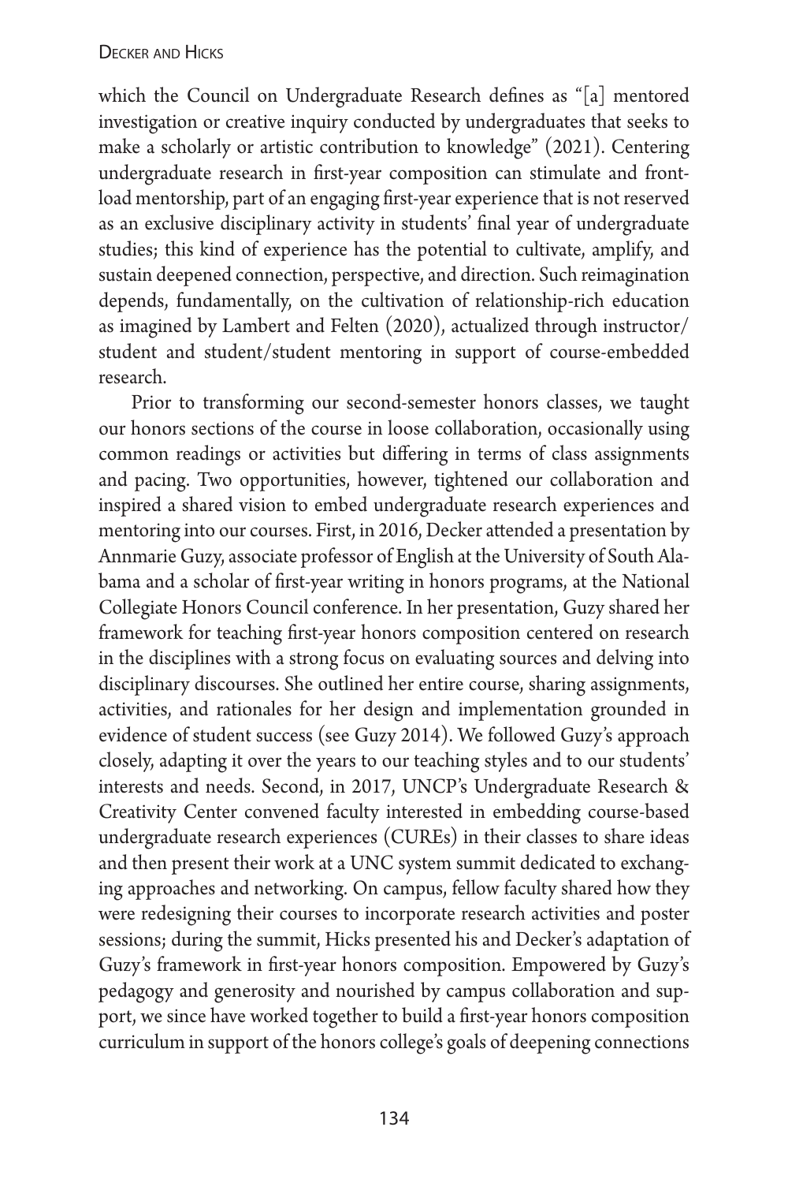which the Council on Undergraduate Research defines as "[a] mentored investigation or creative inquiry conducted by undergraduates that seeks to make a scholarly or artistic contribution to knowledge" (2021). Centering undergraduate research in first-year composition can stimulate and front-load mentorship, part of an engaging first-year experience that is not reserved as an exclusive disciplinary activity in students' final year of undergraduate studies; this kind of experience has the potential to cultivate, amplify, and sustain deepened connection, perspective, and direction. Such reimagination depends, fundamentally, on the cultivation of relationship-rich education as imagined by Lambert and Felten (2020), actualized through instructor/student and student/student mentoring in support of course-embedded research.

Prior to transforming our second-semester honors classes, we taught our honors sections of the course in loose collaboration, occasionally using common readings or activities but differing in terms of class assignments and pacing. Two opportunities, however, tightened our collaboration and inspired a shared vision to embed undergraduate research experiences and mentoring into our courses. First, in 2016, Decker attended a presentation by Annmarie Guzy, associate professor of English at the University of South Alabama and a scholar of first-year writing in honors programs, at the National Collegiate Honors Council conference. In her presentation, Guzy shared her framework for teaching first-year honors composition centered on research in the disciplines with a strong focus on evaluating sources and delving into disciplinary discourses. She outlined her entire course, sharing assignments, activities, and rationales for her design and implementation grounded in evidence of student success (see Guzy 2014). We followed Guzy's approach closely, adapting it over the years to our teaching styles and to our students' interests and needs. Second, in 2017, UNCP's Undergraduate Research & Creativity Center convened faculty interested in embedding course-based undergraduate research experiences (CUREs) in their classes to share ideas and then present their work at a UNC system summit dedicated to exchanging approaches and networking. On campus, fellow faculty shared how they were redesigning their courses to incorporate research activities and poster sessions; during the summit, Hicks presented his and Decker's adaptation of Guzy's framework in first-year honors composition. Empowered by Guzy's pedagogy and generosity and nourished by campus collaboration and support, we since have worked together to build a first-year honors composition curriculum in support of the honors college's goals of deepening connections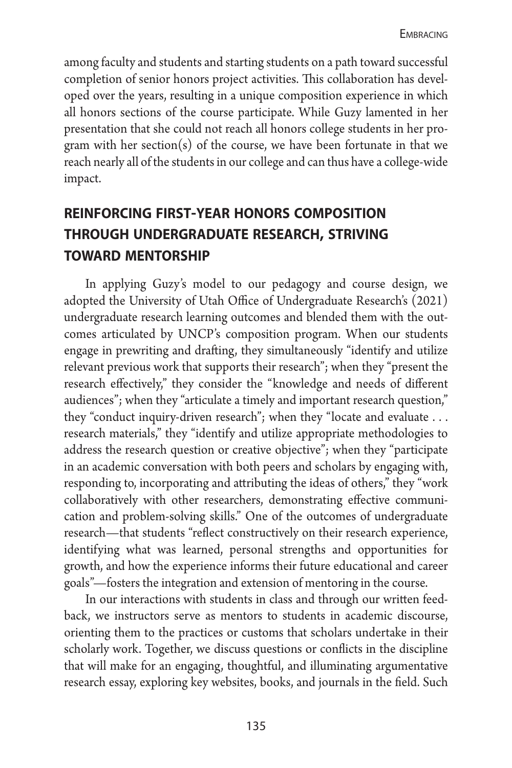among faculty and students and starting students on a path toward successful completion of senior honors project activities. This collaboration has developed over the years, resulting in a unique composition experience in which all honors sections of the course participate. While Guzy lamented in her presentation that she could not reach all honors college students in her program with her section(s) of the course, we have been fortunate in that we reach nearly all of the students in our college and can thus have a college-wide impact.

## REINFORCING FIRST-YEAR HONORS COMPOSITION THROUGH UNDERGRADUATE RESEARCH, STRIVING TOWARD MENTORSHIP

In applying Guzy's model to our pedagogy and course design, we adopted the University of Utah Office of Undergraduate Research's (2021) undergraduate research learning outcomes and blended them with the outcomes articulated by UNCP's composition program. When our students engage in prewriting and drafting, they simultaneously "identify and utilize relevant previous work that supports their research"; when they "present the research effectively," they consider the "knowledge and needs of different audiences"; when they "articulate a timely and important research question," they "conduct inquiry-driven research"; when they "locate and evaluate . . . research materials," they "identify and utilize appropriate methodologies to address the research question or creative objective"; when they "participate in an academic conversation with both peers and scholars by engaging with, responding to, incorporating and attributing the ideas of others," they "work collaboratively with other researchers, demonstrating effective communication and problem-solving skills." One of the outcomes of undergraduate research—that students "reflect constructively on their research experience, identifying what was learned, personal strengths and opportunities for growth, and how the experience informs their future educational and career goals"—fosters the integration and extension of mentoring in the course.

In our interactions with students in class and through our written feedback, we instructors serve as mentors to students in academic discourse, orienting them to the practices or customs that scholars undertake in their scholarly work. Together, we discuss questions or conflicts in the discipline that will make for an engaging, thoughtful, and illuminating argumentative research essay, exploring key websites, books, and journals in the field. Such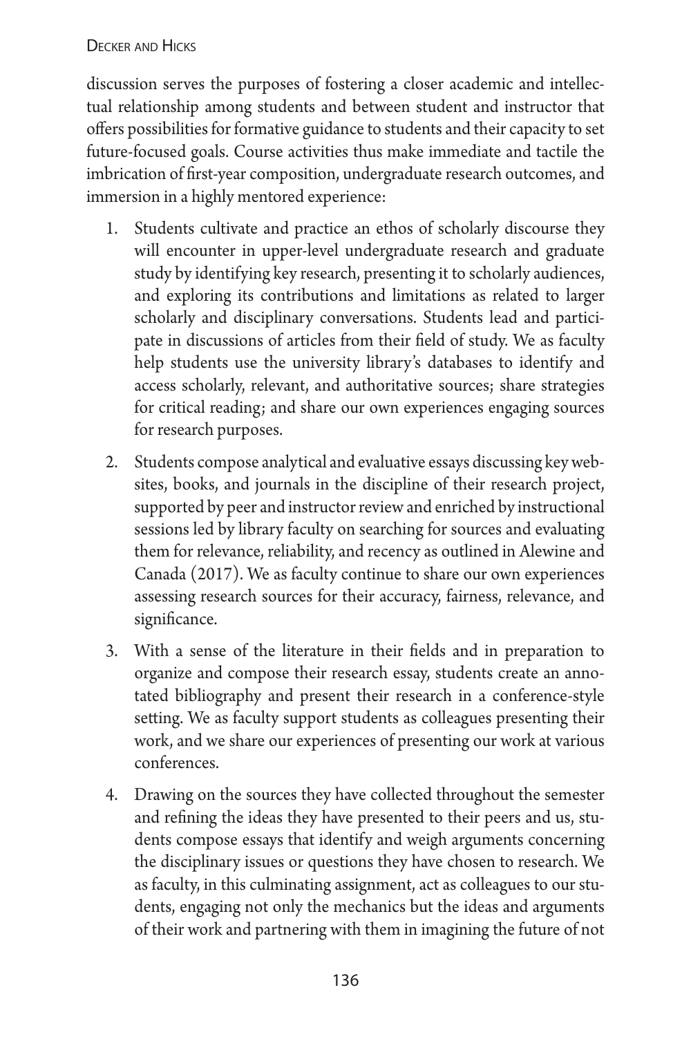discussion serves the purposes of fostering a closer academic and intellectual relationship among students and between student and instructor that offers possibilities for formative guidance to students and their capacity to set future-focused goals. Course activities thus make immediate and tactile the imbrication of first-year composition, undergraduate research outcomes, and immersion in a highly mentored experience:

1. Students cultivate and practice an ethos of scholarly discourse they will encounter in upper-level undergraduate research and graduate study by identifying key research, presenting it to scholarly audiences, and exploring its contributions and limitations as related to larger scholarly and disciplinary conversations. Students lead and participate in discussions of articles from their field of study. We as faculty help students use the university library's databases to identify and access scholarly, relevant, and authoritative sources; share strategies for critical reading; and share our own experiences engaging sources for research purposes.
2. Students compose analytical and evaluative essays discussing key websites, books, and journals in the discipline of their research project, supported by peer and instructor review and enriched by instructional sessions led by library faculty on searching for sources and evaluating them for relevance, reliability, and recency as outlined in Alewine and Canada (2017). We as faculty continue to share our own experiences assessing research sources for their accuracy, fairness, relevance, and significance.
3. With a sense of the literature in their fields and in preparation to organize and compose their research essay, students create an annotated bibliography and present their research in a conference-style setting. We as faculty support students as colleagues presenting their work, and we share our experiences of presenting our work at various conferences.
4. Drawing on the sources they have collected throughout the semester and refining the ideas they have presented to their peers and us, students compose essays that identify and weigh arguments concerning the disciplinary issues or questions they have chosen to research. We as faculty, in this culminating assignment, act as colleagues to our students, engaging not only the mechanics but the ideas and arguments of their work and partnering with them in imagining the future of not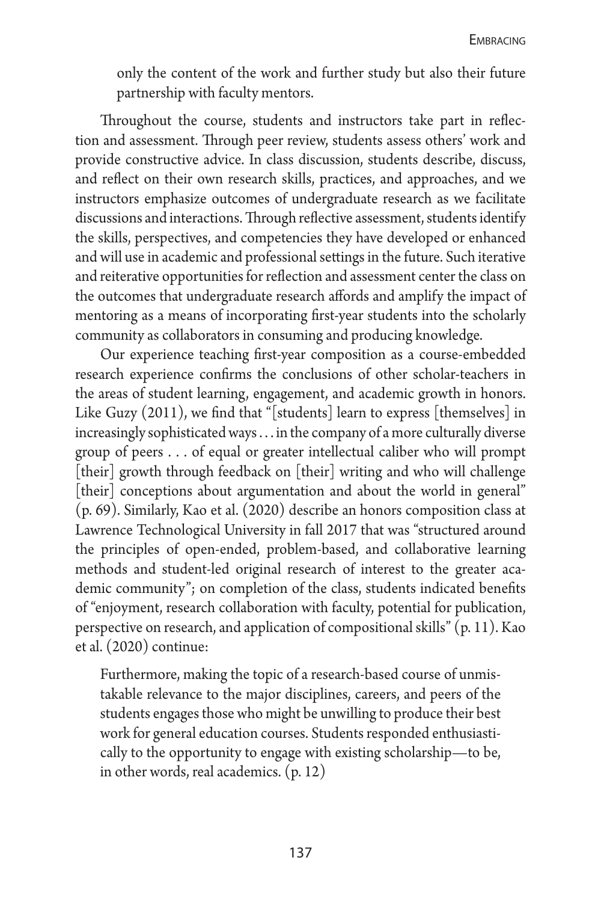only the content of the work and further study but also their future partnership with faculty mentors.

Throughout the course, students and instructors take part in reflection and assessment. Through peer review, students assess others' work and provide constructive advice. In class discussion, students describe, discuss, and reflect on their own research skills, practices, and approaches, and we instructors emphasize outcomes of undergraduate research as we facilitate discussions and interactions. Through reflective assessment, students identify the skills, perspectives, and competencies they have developed or enhanced and will use in academic and professional settings in the future. Such iterative and reiterative opportunities for reflection and assessment center the class on the outcomes that undergraduate research affords and amplify the impact of mentoring as a means of incorporating first-year students into the scholarly community as collaborators in consuming and producing knowledge.

Our experience teaching first-year composition as a course-embedded research experience confirms the conclusions of other scholar-teachers in the areas of student learning, engagement, and academic growth in honors. Like Guzy (2011), we find that "[students] learn to express [themselves] in increasingly sophisticated ways . . . in the company of a more culturally diverse group of peers . . . of equal or greater intellectual caliber who will prompt [their] growth through feedback on [their] writing and who will challenge [their] conceptions about argumentation and about the world in general" (p. 69). Similarly, Kao et al. (2020) describe an honors composition class at Lawrence Technological University in fall 2017 that was "structured around the principles of open-ended, problem-based, and collaborative learning methods and student-led original research of interest to the greater academic community"; on completion of the class, students indicated benefits of "enjoyment, research collaboration with faculty, potential for publication, perspective on research, and application of compositional skills" (p. 11). Kao et al. (2020) continue:

> Furthermore, making the topic of a research-based course of unmistakable relevance to the major disciplines, careers, and peers of the students engages those who might be unwilling to produce their best work for general education courses. Students responded enthusiastically to the opportunity to engage with existing scholarship—to be, in other words, real academics. (p. 12)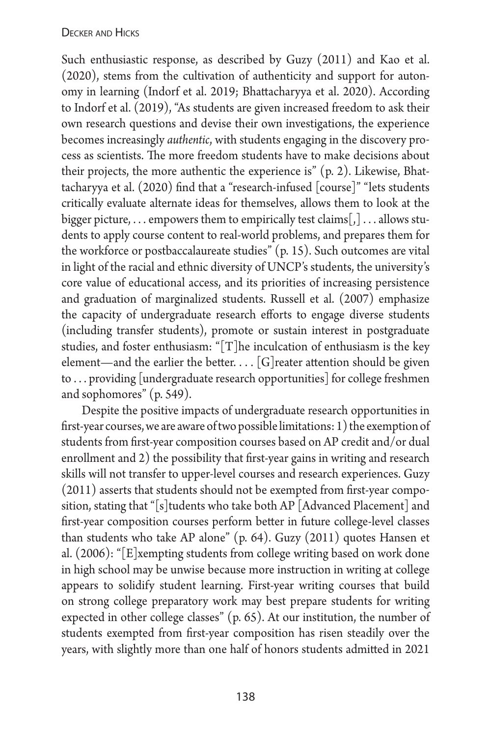Such enthusiastic response, as described by Guzy (2011) and Kao et al. (2020), stems from the cultivation of authenticity and support for autonomy in learning (Indorf et al. 2019; Bhattacharyya et al. 2020). According to Indorf et al. (2019), "As students are given increased freedom to ask their own research questions and devise their own investigations, the experience becomes increasingly *authentic*, with students engaging in the discovery process as scientists. The more freedom students have to make decisions about their projects, the more authentic the experience is" (p. 2). Likewise, Bhattacharyya et al. (2020) find that a "research-infused [course]" "lets students critically evaluate alternate ideas for themselves, allows them to look at the bigger picture, . . . empowers them to empirically test claims[,] . . . allows students to apply course content to real-world problems, and prepares them for the workforce or postbaccalaureate studies" (p. 15). Such outcomes are vital in light of the racial and ethnic diversity of UNCP's students, the university's core value of educational access, and its priorities of increasing persistence and graduation of marginalized students. Russell et al. (2007) emphasize the capacity of undergraduate research efforts to engage diverse students (including transfer students), promote or sustain interest in postgraduate studies, and foster enthusiasm: "[T]he inculcation of enthusiasm is the key element—and the earlier the better. . . . [G]reater attention should be given to . . . providing [undergraduate research opportunities] for college freshmen and sophomores" (p. 549).

Despite the positive impacts of undergraduate research opportunities in first-year courses, we are aware of two possible limitations: 1) the exemption of students from first-year composition courses based on AP credit and/or dual enrollment and 2) the possibility that first-year gains in writing and research skills will not transfer to upper-level courses and research experiences. Guzy (2011) asserts that students should not be exempted from first-year composition, stating that "[s]tudents who take both AP [Advanced Placement] and first-year composition courses perform better in future college-level classes than students who take AP alone" (p. 64). Guzy (2011) quotes Hansen et al. (2006): "[E]xempting students from college writing based on work done in high school may be unwise because more instruction in writing at college appears to solidify student learning. First-year writing courses that build on strong college preparatory work may best prepare students for writing expected in other college classes" (p. 65). At our institution, the number of students exempted from first-year composition has risen steadily over the years, with slightly more than one half of honors students admitted in 2021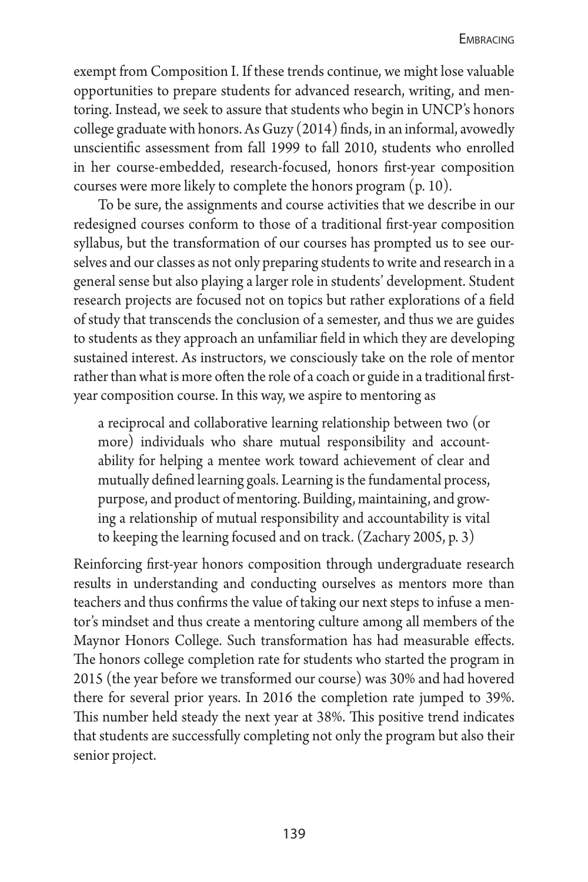exempt from Composition I. If these trends continue, we might lose valuable opportunities to prepare students for advanced research, writing, and mentoring. Instead, we seek to assure that students who begin in UNCP's honors college graduate with honors. As Guzy (2014) finds, in an informal, avowedly unscientific assessment from fall 1999 to fall 2010, students who enrolled in her course-embedded, research-focused, honors first-year composition courses were more likely to complete the honors program (p. 10).

To be sure, the assignments and course activities that we describe in our redesigned courses conform to those of a traditional first-year composition syllabus, but the transformation of our courses has prompted us to see ourselves and our classes as not only preparing students to write and research in a general sense but also playing a larger role in students' development. Student research projects are focused not on topics but rather explorations of a field of study that transcends the conclusion of a semester, and thus we are guides to students as they approach an unfamiliar field in which they are developing sustained interest. As instructors, we consciously take on the role of mentor rather than what is more often the role of a coach or guide in a traditional first-year composition course. In this way, we aspire to mentoring as

> a reciprocal and collaborative learning relationship between two (or more) individuals who share mutual responsibility and accountability for helping a mentee work toward achievement of clear and mutually defined learning goals. Learning is the fundamental process, purpose, and product of mentoring. Building, maintaining, and growing a relationship of mutual responsibility and accountability is vital to keeping the learning focused and on track. (Zachary 2005, p. 3)

Reinforcing first-year honors composition through undergraduate research results in understanding and conducting ourselves as mentors more than teachers and thus confirms the value of taking our next steps to infuse a mentor's mindset and thus create a mentoring culture among all members of the Maynor Honors College. Such transformation has had measurable effects. The honors college completion rate for students who started the program in 2015 (the year before we transformed our course) was 30% and had hovered there for several prior years. In 2016 the completion rate jumped to 39%. This number held steady the next year at 38%. This positive trend indicates that students are successfully completing not only the program but also their senior project.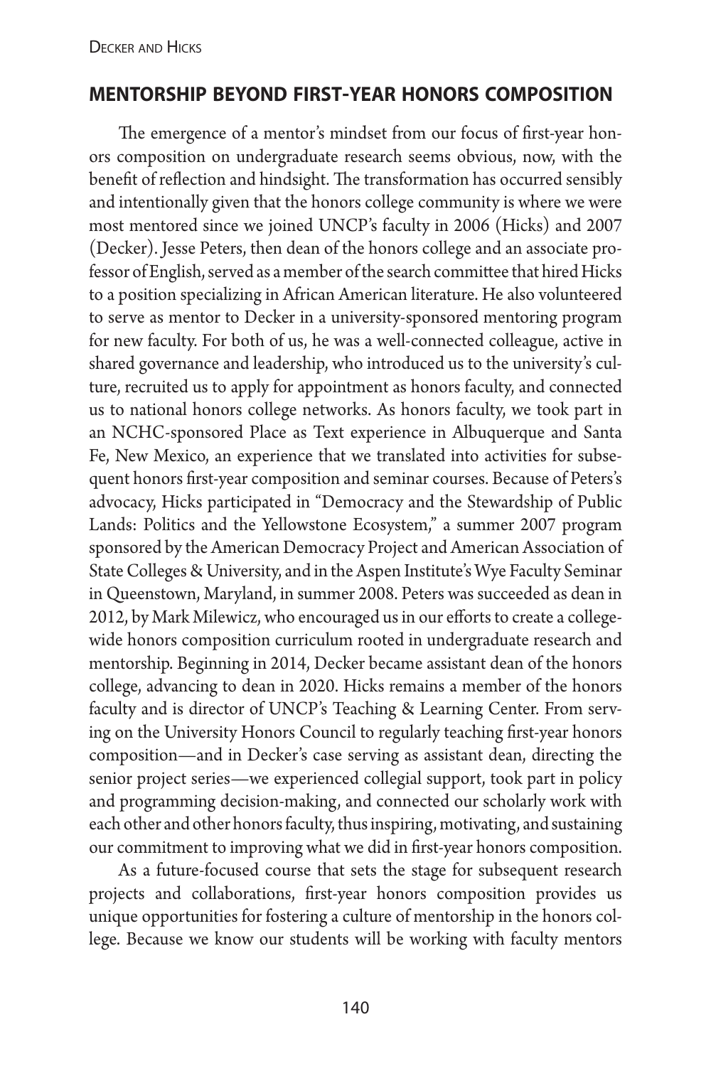## MENTORSHIP BEYOND FIRST-YEAR HONORS COMPOSITION

The emergence of a mentor's mindset from our focus of first-year honors composition on undergraduate research seems obvious, now, with the benefit of reflection and hindsight. The transformation has occurred sensibly and intentionally given that the honors college community is where we were most mentored since we joined UNCP's faculty in 2006 (Hicks) and 2007 (Decker). Jesse Peters, then dean of the honors college and an associate professor of English, served as a member of the search committee that hired Hicks to a position specializing in African American literature. He also volunteered to serve as mentor to Decker in a university-sponsored mentoring program for new faculty. For both of us, he was a well-connected colleague, active in shared governance and leadership, who introduced us to the university's culture, recruited us to apply for appointment as honors faculty, and connected us to national honors college networks. As honors faculty, we took part in an NCHC-sponsored Place as Text experience in Albuquerque and Santa Fe, New Mexico, an experience that we translated into activities for subsequent honors first-year composition and seminar courses. Because of Peters's advocacy, Hicks participated in "Democracy and the Stewardship of Public Lands: Politics and the Yellowstone Ecosystem," a summer 2007 program sponsored by the American Democracy Project and American Association of State Colleges & University, and in the Aspen Institute's Wye Faculty Seminar in Queenstown, Maryland, in summer 2008. Peters was succeeded as dean in 2012, by Mark Milewicz, who encouraged us in our efforts to create a college-wide honors composition curriculum rooted in undergraduate research and mentorship. Beginning in 2014, Decker became assistant dean of the honors college, advancing to dean in 2020. Hicks remains a member of the honors faculty and is director of UNCP's Teaching & Learning Center. From serving on the University Honors Council to regularly teaching first-year honors composition—and in Decker's case serving as assistant dean, directing the senior project series—we experienced collegial support, took part in policy and programming decision-making, and connected our scholarly work with each other and other honors faculty, thus inspiring, motivating, and sustaining our commitment to improving what we did in first-year honors composition.

As a future-focused course that sets the stage for subsequent research projects and collaborations, first-year honors composition provides us unique opportunities for fostering a culture of mentorship in the honors college. Because we know our students will be working with faculty mentors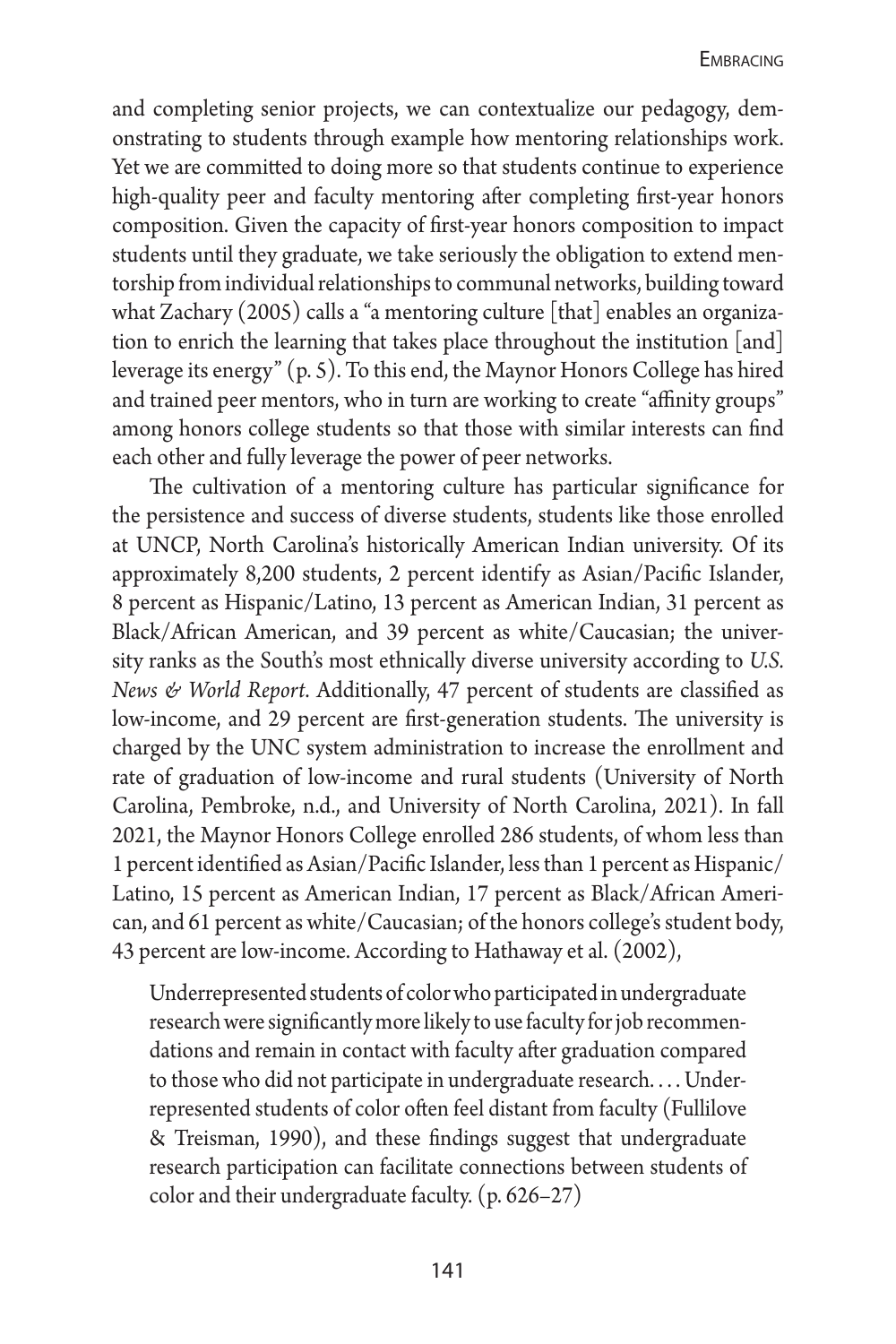and completing senior projects, we can contextualize our pedagogy, demonstrating to students through example how mentoring relationships work. Yet we are committed to doing more so that students continue to experience high-quality peer and faculty mentoring after completing first-year honors composition. Given the capacity of first-year honors composition to impact students until they graduate, we take seriously the obligation to extend mentorship from individual relationships to communal networks, building toward what Zachary (2005) calls a "a mentoring culture [that] enables an organization to enrich the learning that takes place throughout the institution [and] leverage its energy" (p. 5). To this end, the Maynor Honors College has hired and trained peer mentors, who in turn are working to create "affinity groups" among honors college students so that those with similar interests can find each other and fully leverage the power of peer networks.

The cultivation of a mentoring culture has particular significance for the persistence and success of diverse students, students like those enrolled at UNCP, North Carolina's historically American Indian university. Of its approximately 8,200 students, 2 percent identify as Asian/Pacific Islander, 8 percent as Hispanic/Latino, 13 percent as American Indian, 31 percent as Black/African American, and 39 percent as white/Caucasian; the university ranks as the South's most ethnically diverse university according to *U.S. News & World Report*. Additionally, 47 percent of students are classified as low-income, and 29 percent are first-generation students. The university is charged by the UNC system administration to increase the enrollment and rate of graduation of low-income and rural students (University of North Carolina, Pembroke, n.d., and University of North Carolina, 2021). In fall 2021, the Maynor Honors College enrolled 286 students, of whom less than 1 percent identified as Asian/Pacific Islander, less than 1 percent as Hispanic/Latino, 15 percent as American Indian, 17 percent as Black/African American, and 61 percent as white/Caucasian; of the honors college's student body, 43 percent are low-income. According to Hathaway et al. (2002),

> Underrepresented students of color who participated in undergraduate research were significantly more likely to use faculty for job recommendations and remain in contact with faculty after graduation compared to those who did not participate in undergraduate research. . . . Underrepresented students of color often feel distant from faculty (Fullilove & Treisman, 1990), and these findings suggest that undergraduate research participation can facilitate connections between students of color and their undergraduate faculty. (p. 626–27)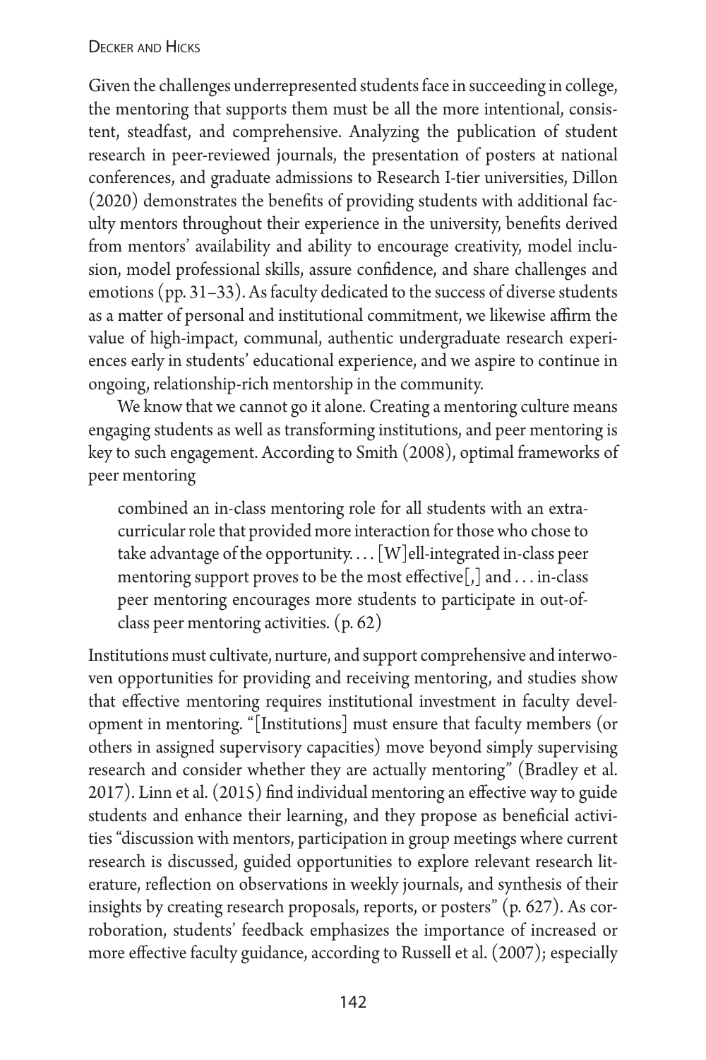Given the challenges underrepresented students face in succeeding in college, the mentoring that supports them must be all the more intentional, consistent, steadfast, and comprehensive. Analyzing the publication of student research in peer-reviewed journals, the presentation of posters at national conferences, and graduate admissions to Research I-tier universities, Dillon (2020) demonstrates the benefits of providing students with additional faculty mentors throughout their experience in the university, benefits derived from mentors' availability and ability to encourage creativity, model inclusion, model professional skills, assure confidence, and share challenges and emotions (pp. 31–33). As faculty dedicated to the success of diverse students as a matter of personal and institutional commitment, we likewise affirm the value of high-impact, communal, authentic undergraduate research experiences early in students' educational experience, and we aspire to continue in ongoing, relationship-rich mentorship in the community.

We know that we cannot go it alone. Creating a mentoring culture means engaging students as well as transforming institutions, and peer mentoring is key to such engagement. According to Smith (2008), optimal frameworks of peer mentoring

> combined an in-class mentoring role for all students with an extra-curricular role that provided more interaction for those who chose to take advantage of the opportunity. . . . [W]ell-integrated in-class peer mentoring support proves to be the most effective[,] and . . . in-class peer mentoring encourages more students to participate in out-of-class peer mentoring activities. (p. 62)

Institutions must cultivate, nurture, and support comprehensive and interwoven opportunities for providing and receiving mentoring, and studies show that effective mentoring requires institutional investment in faculty development in mentoring. "[Institutions] must ensure that faculty members (or others in assigned supervisory capacities) move beyond simply supervising research and consider whether they are actually mentoring" (Bradley et al. 2017). Linn et al. (2015) find individual mentoring an effective way to guide students and enhance their learning, and they propose as beneficial activities "discussion with mentors, participation in group meetings where current research is discussed, guided opportunities to explore relevant research literature, reflection on observations in weekly journals, and synthesis of their insights by creating research proposals, reports, or posters" (p. 627). As corroboration, students' feedback emphasizes the importance of increased or more effective faculty guidance, according to Russell et al. (2007); especially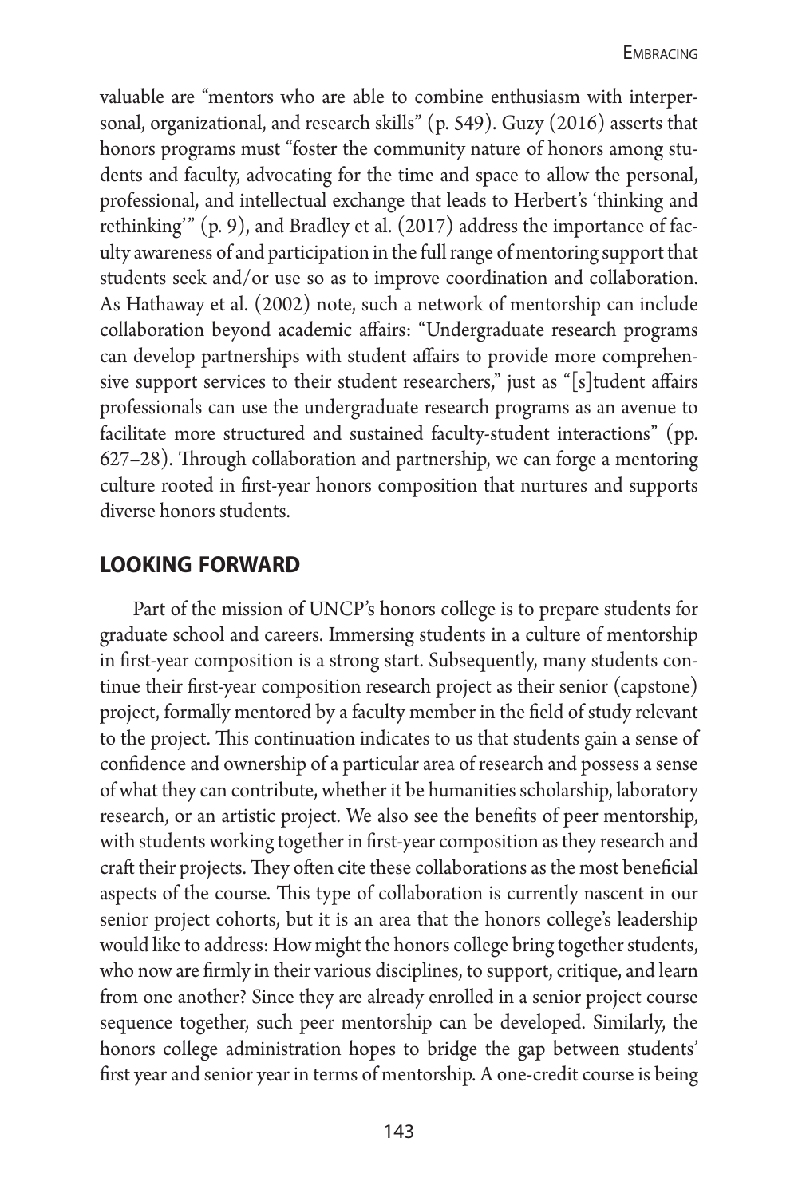valuable are "mentors who are able to combine enthusiasm with interpersonal, organizational, and research skills" (p. 549). Guzy (2016) asserts that honors programs must "foster the community nature of honors among students and faculty, advocating for the time and space to allow the personal, professional, and intellectual exchange that leads to Herbert's 'thinking and rethinking'" (p. 9), and Bradley et al. (2017) address the importance of faculty awareness of and participation in the full range of mentoring support that students seek and/or use so as to improve coordination and collaboration. As Hathaway et al. (2002) note, such a network of mentorship can include collaboration beyond academic affairs: "Undergraduate research programs can develop partnerships with student affairs to provide more comprehensive support services to their student researchers," just as "[s]tudent affairs professionals can use the undergraduate research programs as an avenue to facilitate more structured and sustained faculty-student interactions" (pp. 627–28). Through collaboration and partnership, we can forge a mentoring culture rooted in first-year honors composition that nurtures and supports diverse honors students.

## LOOKING FORWARD

Part of the mission of UNCP's honors college is to prepare students for graduate school and careers. Immersing students in a culture of mentorship in first-year composition is a strong start. Subsequently, many students continue their first-year composition research project as their senior (capstone) project, formally mentored by a faculty member in the field of study relevant to the project. This continuation indicates to us that students gain a sense of confidence and ownership of a particular area of research and possess a sense of what they can contribute, whether it be humanities scholarship, laboratory research, or an artistic project. We also see the benefits of peer mentorship, with students working together in first-year composition as they research and craft their projects. They often cite these collaborations as the most beneficial aspects of the course. This type of collaboration is currently nascent in our senior project cohorts, but it is an area that the honors college's leadership would like to address: How might the honors college bring together students, who now are firmly in their various disciplines, to support, critique, and learn from one another? Since they are already enrolled in a senior project course sequence together, such peer mentorship can be developed. Similarly, the honors college administration hopes to bridge the gap between students' first year and senior year in terms of mentorship. A one-credit course is being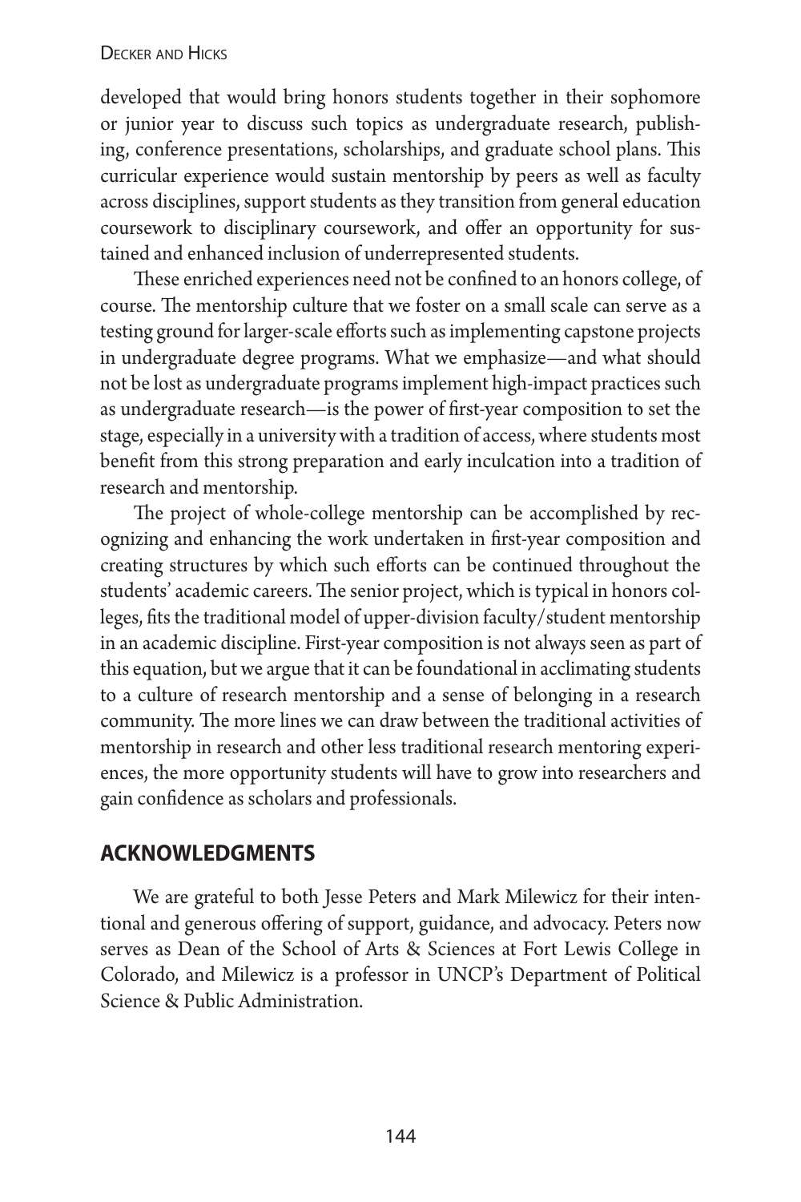developed that would bring honors students together in their sophomore or junior year to discuss such topics as undergraduate research, publishing, conference presentations, scholarships, and graduate school plans. This curricular experience would sustain mentorship by peers as well as faculty across disciplines, support students as they transition from general education coursework to disciplinary coursework, and offer an opportunity for sustained and enhanced inclusion of underrepresented students.

These enriched experiences need not be confined to an honors college, of course. The mentorship culture that we foster on a small scale can serve as a testing ground for larger-scale efforts such as implementing capstone projects in undergraduate degree programs. What we emphasize—and what should not be lost as undergraduate programs implement high-impact practices such as undergraduate research—is the power of first-year composition to set the stage, especially in a university with a tradition of access, where students most benefit from this strong preparation and early inculcation into a tradition of research and mentorship.

The project of whole-college mentorship can be accomplished by recognizing and enhancing the work undertaken in first-year composition and creating structures by which such efforts can be continued throughout the students' academic careers. The senior project, which is typical in honors colleges, fits the traditional model of upper-division faculty/student mentorship in an academic discipline. First-year composition is not always seen as part of this equation, but we argue that it can be foundational in acclimating students to a culture of research mentorship and a sense of belonging in a research community. The more lines we can draw between the traditional activities of mentorship in research and other less traditional research mentoring experiences, the more opportunity students will have to grow into researchers and gain confidence as scholars and professionals.

## ACKNOWLEDGMENTS

We are grateful to both Jesse Peters and Mark Milewicz for their intentional and generous offering of support, guidance, and advocacy. Peters now serves as Dean of the School of Arts & Sciences at Fort Lewis College in Colorado, and Milewicz is a professor in UNCP's Department of Political Science & Public Administration.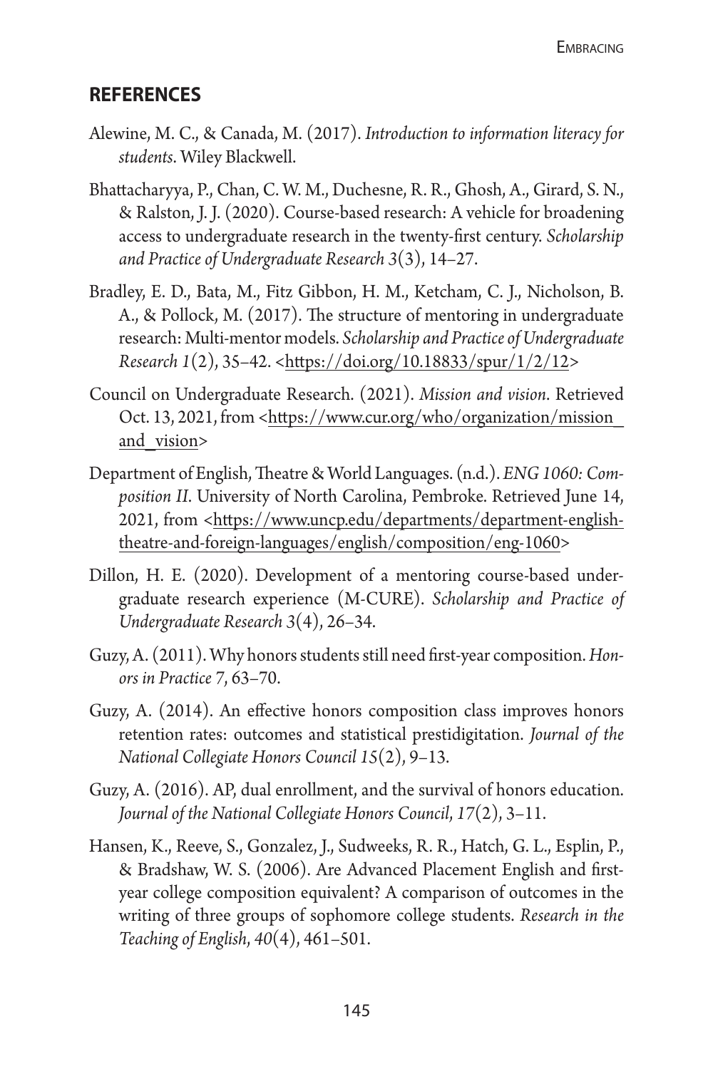## REFERENCES

Alewine, M. C., & Canada, M. (2017). *Introduction to information literacy for students*. Wiley Blackwell.

Bhattacharyya, P., Chan, C. W. M., Duchesne, R. R., Ghosh, A., Girard, S. N., & Ralston, J. J. (2020). Course-based research: A vehicle for broadening access to undergraduate research in the twenty-first century. *Scholarship and Practice of Undergraduate Research 3*(3), 14–27.

Bradley, E. D., Bata, M., Fitz Gibbon, H. M., Ketcham, C. J., Nicholson, B. A., & Pollock, M. (2017). The structure of mentoring in undergraduate research: Multi-mentor models. *Scholarship and Practice of Undergraduate Research 1*(2), 35–42. <https://doi.org/10.18833/spur/1/2/12>

Council on Undergraduate Research. (2021). *Mission and vision*. Retrieved Oct. 13, 2021, from <https://www.cur.org/who/organization/mission_and_vision>

Department of English, Theatre & World Languages. (n.d.). *ENG 1060: Composition II*. University of North Carolina, Pembroke. Retrieved June 14, 2021, from <https://www.uncp.edu/departments/department-english-theatre-and-foreign-languages/english/composition/eng-1060>

Dillon, H. E. (2020). Development of a mentoring course-based undergraduate research experience (M-CURE). *Scholarship and Practice of Undergraduate Research 3*(4), 26–34.

Guzy, A. (2011). Why honors students still need first-year composition. *Honors in Practice 7*, 63–70.

Guzy, A. (2014). An effective honors composition class improves honors retention rates: outcomes and statistical prestidigitation. *Journal of the National Collegiate Honors Council 15*(2), 9–13.

Guzy, A. (2016). AP, dual enrollment, and the survival of honors education. *Journal of the National Collegiate Honors Council*, *17*(2), 3–11.

Hansen, K., Reeve, S., Gonzalez, J., Sudweeks, R. R., Hatch, G. L., Esplin, P., & Bradshaw, W. S. (2006). Are Advanced Placement English and first-year college composition equivalent? A comparison of outcomes in the writing of three groups of sophomore college students. *Research in the Teaching of English*, *40*(4), 461–501.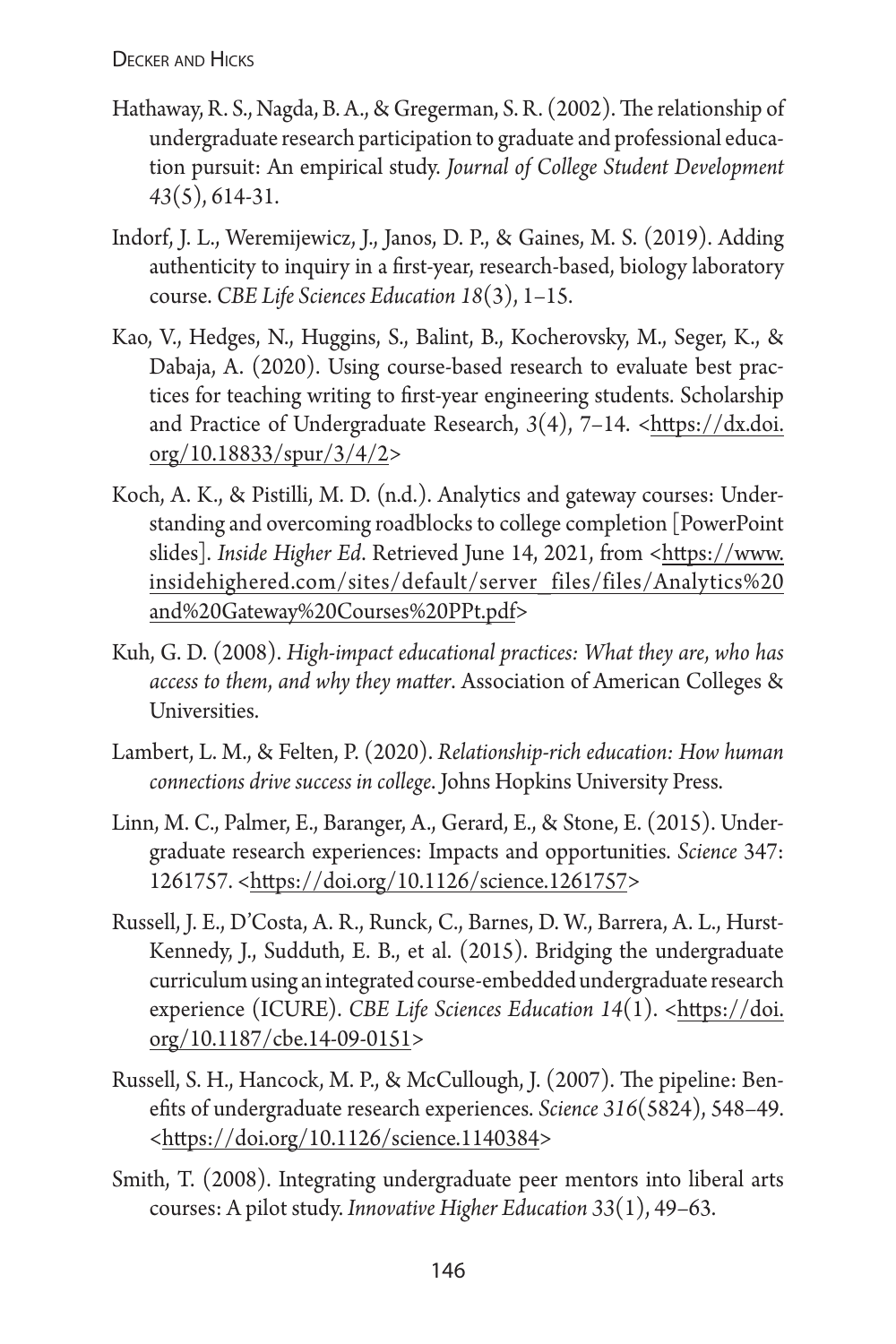Hathaway, R. S., Nagda, B. A., & Gregerman, S. R. (2002). The relationship of undergraduate research participation to graduate and professional education pursuit: An empirical study. *Journal of College Student Development 43*(5), 614-31.

Indorf, J. L., Weremijewicz, J., Janos, D. P., & Gaines, M. S. (2019). Adding authenticity to inquiry in a first-year, research-based, biology laboratory course. *CBE Life Sciences Education 18*(3), 1–15.

Kao, V., Hedges, N., Huggins, S., Balint, B., Kocherovsky, M., Seger, K., & Dabaja, A. (2020). Using course-based research to evaluate best practices for teaching writing to first-year engineering students. Scholarship and Practice of Undergraduate Research, *3*(4), 7–14. <https://dx.doi.org/10.18833/spur/3/4/2>

Koch, A. K., & Pistilli, M. D. (n.d.). Analytics and gateway courses: Understanding and overcoming roadblocks to college completion [PowerPoint slides]. *Inside Higher Ed*. Retrieved June 14, 2021, from <https://www.insidehighered.com/sites/default/server_files/files/Analytics%20and%20Gateway%20Courses%20PPt.pdf>

Kuh, G. D. (2008). *High-impact educational practices: What they are, who has access to them, and why they matter*. Association of American Colleges & Universities.

Lambert, L. M., & Felten, P. (2020). *Relationship-rich education: How human connections drive success in college*. Johns Hopkins University Press.

Linn, M. C., Palmer, E., Baranger, A., Gerard, E., & Stone, E. (2015). Undergraduate research experiences: Impacts and opportunities. *Science* 347: 1261757. <https://doi.org/10.1126/science.1261757>

Russell, J. E., D'Costa, A. R., Runck, C., Barnes, D. W., Barrera, A. L., Hurst-Kennedy, J., Sudduth, E. B., et al. (2015). Bridging the undergraduate curriculum using an integrated course-embedded undergraduate research experience (ICURE). *CBE Life Sciences Education 14*(1). <https://doi.org/10.1187/cbe.14-09-0151>

Russell, S. H., Hancock, M. P., & McCullough, J. (2007). The pipeline: Benefits of undergraduate research experiences. *Science 316*(5824), 548–49. <https://doi.org/10.1126/science.1140384>

Smith, T. (2008). Integrating undergraduate peer mentors into liberal arts courses: A pilot study. *Innovative Higher Education 33*(1), 49–63.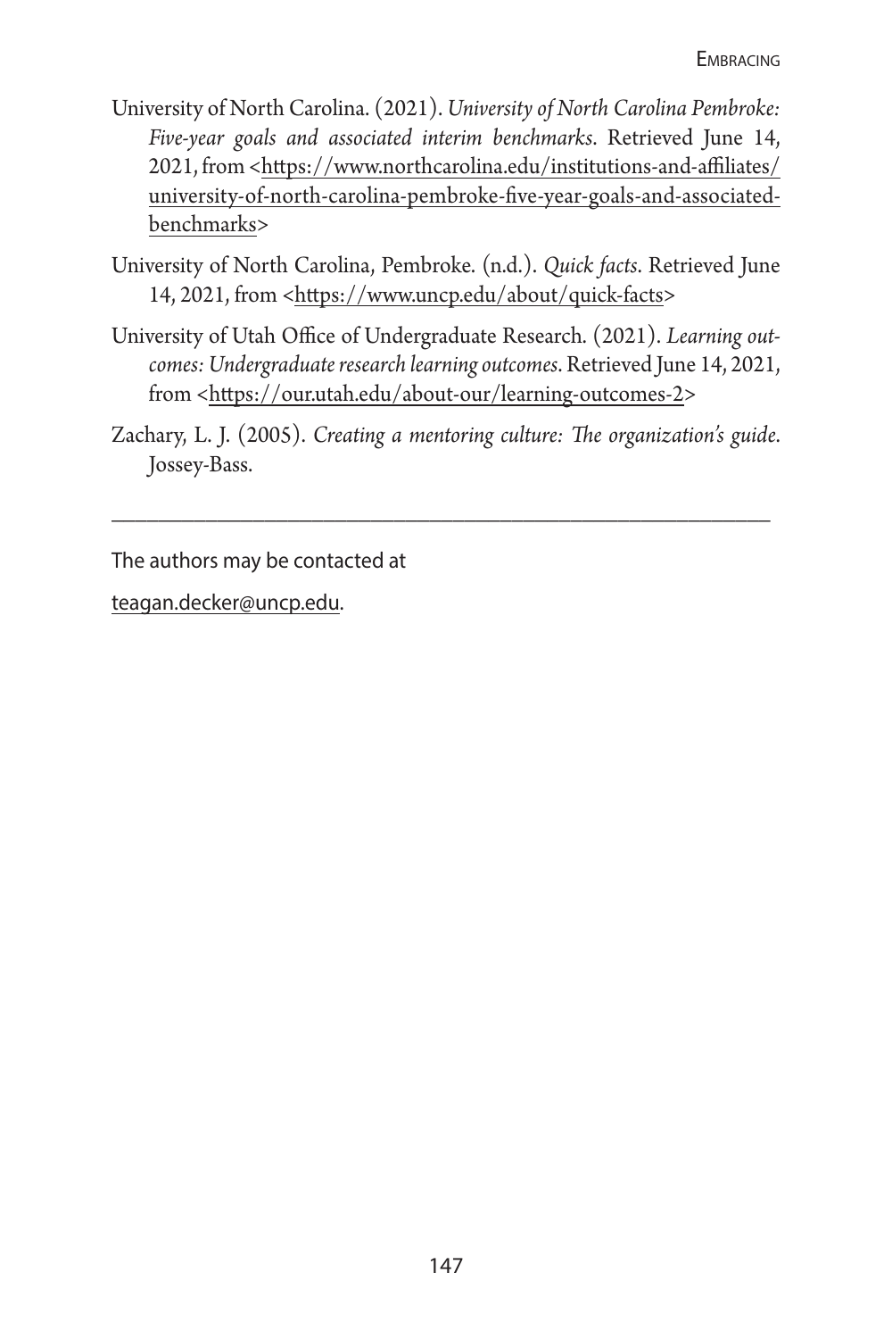University of North Carolina. (2021). *University of North Carolina Pembroke: Five-year goals and associated interim benchmarks*. Retrieved June 14, 2021, from <https://www.northcarolina.edu/institutions-and-affiliates/university-of-north-carolina-pembroke-five-year-goals-and-associated-benchmarks>

University of North Carolina, Pembroke. (n.d.). *Quick facts*. Retrieved June 14, 2021, from <https://www.uncp.edu/about/quick-facts>

University of Utah Office of Undergraduate Research. (2021). *Learning outcomes: Undergraduate research learning outcomes*. Retrieved June 14, 2021, from <https://our.utah.edu/about-our/learning-outcomes-2>

Zachary, L. J. (2005). *Creating a mentoring culture: The organization's guide*. Jossey-Bass.

---

The authors may be contacted at

teagan.decker@uncp.edu.